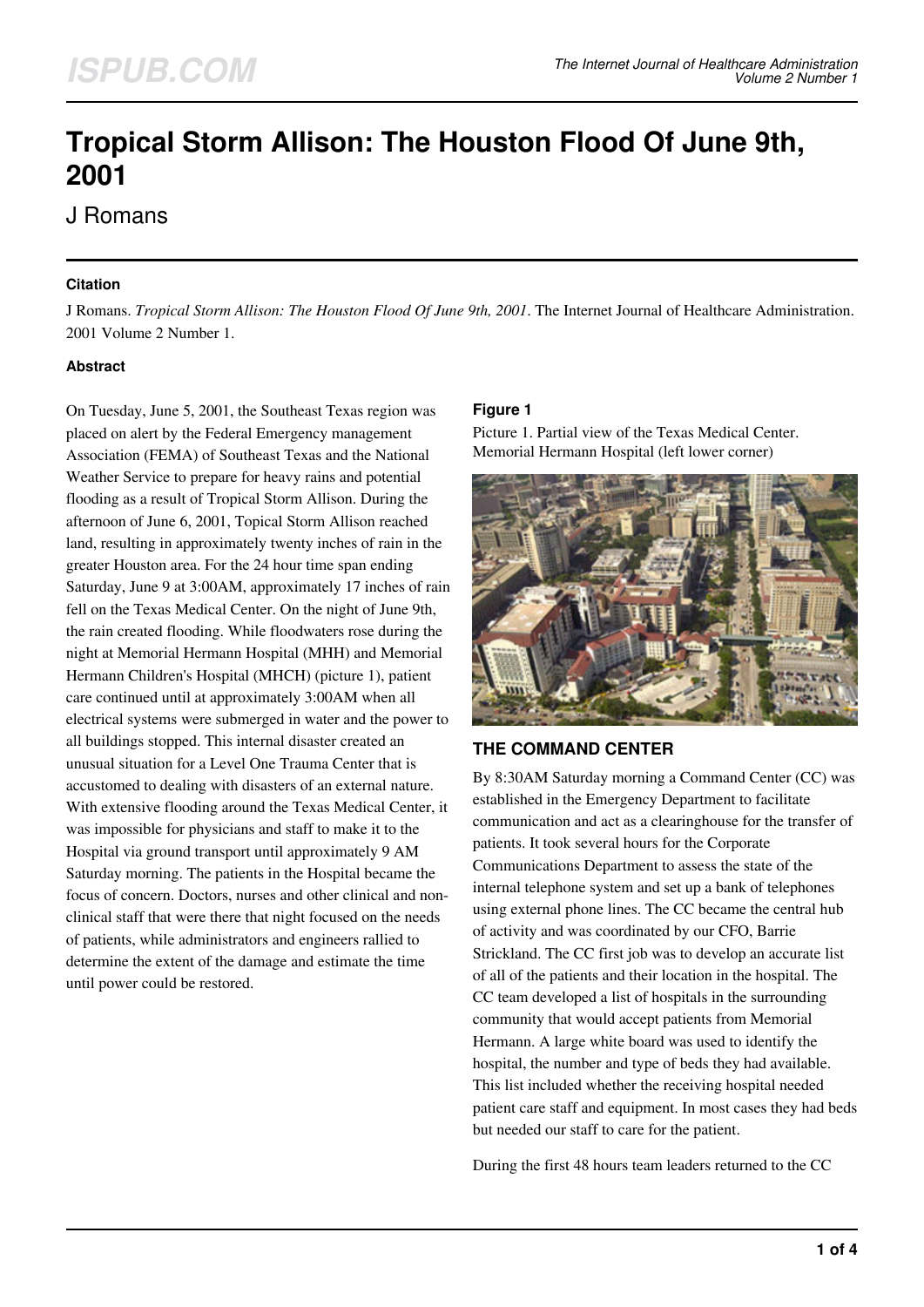# Tropical Storm Allison: The Houston Flood Of June 9th, 2001

J Romans

### Citation

J Romans. *Tropical Storm Allison: The Houston Flood Of June 9th, 2001*. The Internet Journal of Healthcare Administration. 2001 Volume 2 Number 1.

### Abstract

On Tuesday, June 5, 2001, the Southeast Texas region was placed on alert by the Federal Emergency management Association (FEMA) of Southeast Texas and the National Weather Service to prepare for heavy rains and potential flooding as a result of Tropical Storm Allison. During the afternoon of June 6, 2001, Topical Storm Allison reached land, resulting in approximately twenty inches of rain in the greater Houston area. For the 24 hour time span ending Saturday, June 9 at 3:00AM, approximately 17 inches of rain fell on the Texas Medical Center. On the night of June 9th, the rain created flooding. While floodwaters rose during the night at Memorial Hermann Hospital (MHH) and Memorial Hermann Children's Hospital (MHCH) (picture 1), patient care continued until at approximately 3:00AM when all electrical systems were submerged in water and the power to all buildings stopped. This internal disaster created an unusual situation for a Level One Trauma Center that is accustomed to dealing with disasters of an external nature. With extensive flooding around the Texas Medical Center, it was impossible for physicians and staff to make it to the Hospital via ground transport until approximately 9 AM Saturday morning. The patients in the Hospital became the focus of concern. Doctors, nurses and other clinical and non-clinical staff that were there that night focused on the needs of patients, while administrators and engineers rallied to determine the extent of the damage and estimate the time until power could be restored.

### Figure 1

Picture 1. Partial view of the Texas Medical Center. Memorial Hermann Hospital (left lower corner)

## THE COMMAND CENTER

By 8:30AM Saturday morning a Command Center (CC) was established in the Emergency Department to facilitate communication and act as a clearinghouse for the transfer of patients. It took several hours for the Corporate Communications Department to assess the state of the internal telephone system and set up a bank of telephones using external phone lines. The CC became the central hub of activity and was coordinated by our CFO, Barrie Strickland. The CC first job was to develop an accurate list of all of the patients and their location in the hospital. The CC team developed a list of hospitals in the surrounding community that would accept patients from Memorial Hermann. A large white board was used to identify the hospital, the number and type of beds they had available. This list included whether the receiving hospital needed patient care staff and equipment. In most cases they had beds but needed our staff to care for the patient.

During the first 48 hours team leaders returned to the CC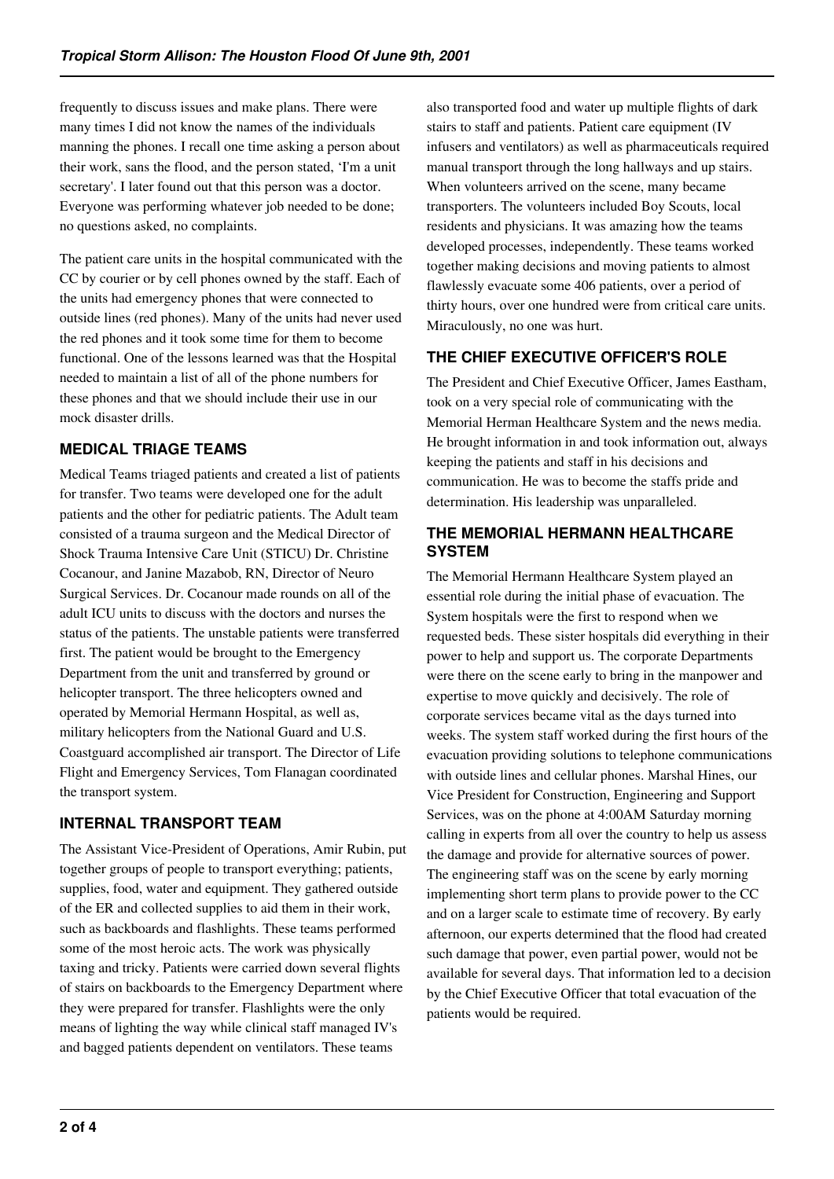frequently to discuss issues and make plans. There were many times I did not know the names of the individuals manning the phones. I recall one time asking a person about their work, sans the flood, and the person stated, 'I'm a unit secretary'. I later found out that this person was a doctor. Everyone was performing whatever job needed to be done; no questions asked, no complaints.

The patient care units in the hospital communicated with the CC by courier or by cell phones owned by the staff. Each of the units had emergency phones that were connected to outside lines (red phones). Many of the units had never used the red phones and it took some time for them to become functional. One of the lessons learned was that the Hospital needed to maintain a list of all of the phone numbers for these phones and that we should include their use in our mock disaster drills.

## MEDICAL TRIAGE TEAMS

Medical Teams triaged patients and created a list of patients for transfer. Two teams were developed one for the adult patients and the other for pediatric patients. The Adult team consisted of a trauma surgeon and the Medical Director of Shock Trauma Intensive Care Unit (STICU) Dr. Christine Cocanour, and Janine Mazabob, RN, Director of Neuro Surgical Services. Dr. Cocanour made rounds on all of the adult ICU units to discuss with the doctors and nurses the status of the patients. The unstable patients were transferred first. The patient would be brought to the Emergency Department from the unit and transferred by ground or helicopter transport. The three helicopters owned and operated by Memorial Hermann Hospital, as well as, military helicopters from the National Guard and U.S. Coastguard accomplished air transport. The Director of Life Flight and Emergency Services, Tom Flanagan coordinated the transport system.

## INTERNAL TRANSPORT TEAM

The Assistant Vice-President of Operations, Amir Rubin, put together groups of people to transport everything; patients, supplies, food, water and equipment. They gathered outside of the ER and collected supplies to aid them in their work, such as backboards and flashlights. These teams performed some of the most heroic acts. The work was physically taxing and tricky. Patients were carried down several flights of stairs on backboards to the Emergency Department where they were prepared for transfer. Flashlights were the only means of lighting the way while clinical staff managed IV's and bagged patients dependent on ventilators. These teams also transported food and water up multiple flights of dark stairs to staff and patients. Patient care equipment (IV infusers and ventilators) as well as pharmaceuticals required manual transport through the long hallways and up stairs. When volunteers arrived on the scene, many became transporters. The volunteers included Boy Scouts, local residents and physicians. It was amazing how the teams developed processes, independently. These teams worked together making decisions and moving patients to almost flawlessly evacuate some 406 patients, over a period of thirty hours, over one hundred were from critical care units. Miraculously, no one was hurt.

## THE CHIEF EXECUTIVE OFFICER'S ROLE

The President and Chief Executive Officer, James Eastham, took on a very special role of communicating with the Memorial Herman Healthcare System and the news media. He brought information in and took information out, always keeping the patients and staff in his decisions and communication. He was to become the staffs pride and determination. His leadership was unparalleled.

## THE MEMORIAL HERMANN HEALTHCARE SYSTEM

The Memorial Hermann Healthcare System played an essential role during the initial phase of evacuation. The System hospitals were the first to respond when we requested beds. These sister hospitals did everything in their power to help and support us. The corporate Departments were there on the scene early to bring in the manpower and expertise to move quickly and decisively. The role of corporate services became vital as the days turned into weeks. The system staff worked during the first hours of the evacuation providing solutions to telephone communications with outside lines and cellular phones. Marshal Hines, our Vice President for Construction, Engineering and Support Services, was on the phone at 4:00AM Saturday morning calling in experts from all over the country to help us assess the damage and provide for alternative sources of power. The engineering staff was on the scene by early morning implementing short term plans to provide power to the CC and on a larger scale to estimate time of recovery. By early afternoon, our experts determined that the flood had created such damage that power, even partial power, would not be available for several days. That information led to a decision by the Chief Executive Officer that total evacuation of the patients would be required.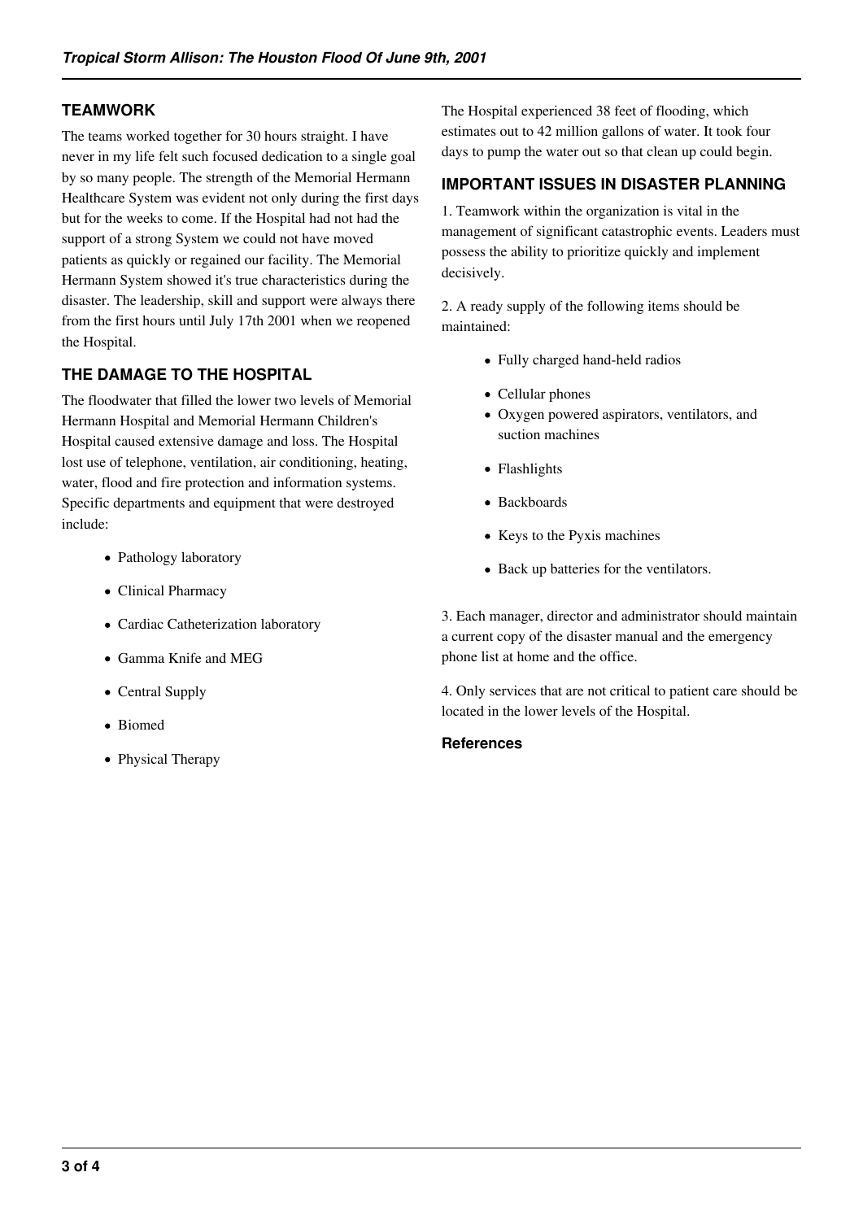## TEAMWORK

The teams worked together for 30 hours straight. I have never in my life felt such focused dedication to a single goal by so many people. The strength of the Memorial Hermann Healthcare System was evident not only during the first days but for the weeks to come. If the Hospital had not had the support of a strong System we could not have moved patients as quickly or regained our facility. The Memorial Hermann System showed it's true characteristics during the disaster. The leadership, skill and support were always there from the first hours until July 17th 2001 when we reopened the Hospital.

## THE DAMAGE TO THE HOSPITAL

The floodwater that filled the lower two levels of Memorial Hermann Hospital and Memorial Hermann Children's Hospital caused extensive damage and loss. The Hospital lost use of telephone, ventilation, air conditioning, heating, water, flood and fire protection and information systems. Specific departments and equipment that were destroyed include:

- Pathology laboratory
- Clinical Pharmacy
- Cardiac Catheterization laboratory
- Gamma Knife and MEG
- Central Supply
- Biomed
- Physical Therapy

The Hospital experienced 38 feet of flooding, which estimates out to 42 million gallons of water. It took four days to pump the water out so that clean up could begin.

## IMPORTANT ISSUES IN DISASTER PLANNING

1. Teamwork within the organization is vital in the management of significant catastrophic events. Leaders must possess the ability to prioritize quickly and implement decisively.

2. A ready supply of the following items should be maintained:

- Fully charged hand-held radios
- Cellular phones
- Oxygen powered aspirators, ventilators, and suction machines
- Flashlights
- Backboards
- Keys to the Pyxis machines
- Back up batteries for the ventilators.

3. Each manager, director and administrator should maintain a current copy of the disaster manual and the emergency phone list at home and the office.

4. Only services that are not critical to patient care should be located in the lower levels of the Hospital.

### References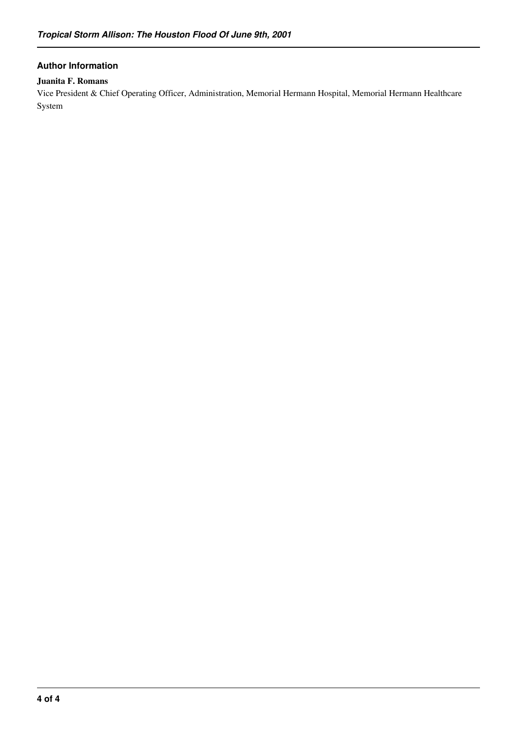## Author Information

**Juanita F. Romans**

Vice President & Chief Operating Officer, Administration, Memorial Hermann Hospital, Memorial Hermann Healthcare System